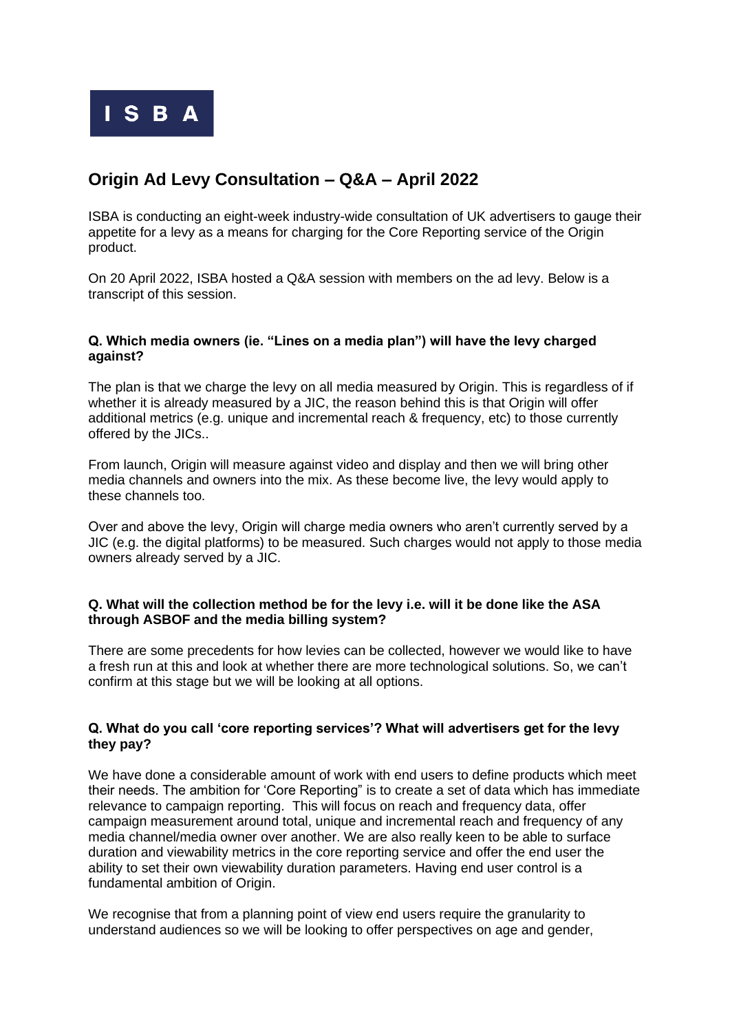ISBA

# Origin Ad Levy Consultation – Q&A – April 2022

ISBA is conducting an eight-week industry-wide consultation of UK advertisers to gauge their appetite for a levy as a means for charging for the Core Reporting service of the Origin product.

On 20 April 2022, ISBA hosted a Q&A session with members on the ad levy. Below is a transcript of this session.

**Q. Which media owners (ie. "Lines on a media plan") will have the levy charged against?**

The plan is that we charge the levy on all media measured by Origin. This is regardless of if whether it is already measured by a JIC, the reason behind this is that Origin will offer additional metrics (e.g. unique and incremental reach & frequency, etc) to those currently offered by the JICs..

From launch, Origin will measure against video and display and then we will bring other media channels and owners into the mix. As these become live, the levy would apply to these channels too.

Over and above the levy, Origin will charge media owners who aren't currently served by a JIC (e.g. the digital platforms) to be measured. Such charges would not apply to those media owners already served by a JIC.

**Q. What will the collection method be for the levy i.e. will it be done like the ASA through ASBOF and the media billing system?**

There are some precedents for how levies can be collected, however we would like to have a fresh run at this and look at whether there are more technological solutions. So, we can't confirm at this stage but we will be looking at all options.

**Q. What do you call 'core reporting services'? What will advertisers get for the levy they pay?**

We have done a considerable amount of work with end users to define products which meet their needs. The ambition for 'Core Reporting" is to create a set of data which has immediate relevance to campaign reporting. This will focus on reach and frequency data, offer campaign measurement around total, unique and incremental reach and frequency of any media channel/media owner over another. We are also really keen to be able to surface duration and viewability metrics in the core reporting service and offer the end user the ability to set their own viewability duration parameters. Having end user control is a fundamental ambition of Origin.

We recognise that from a planning point of view end users require the granularity to understand audiences so we will be looking to offer perspectives on age and gender,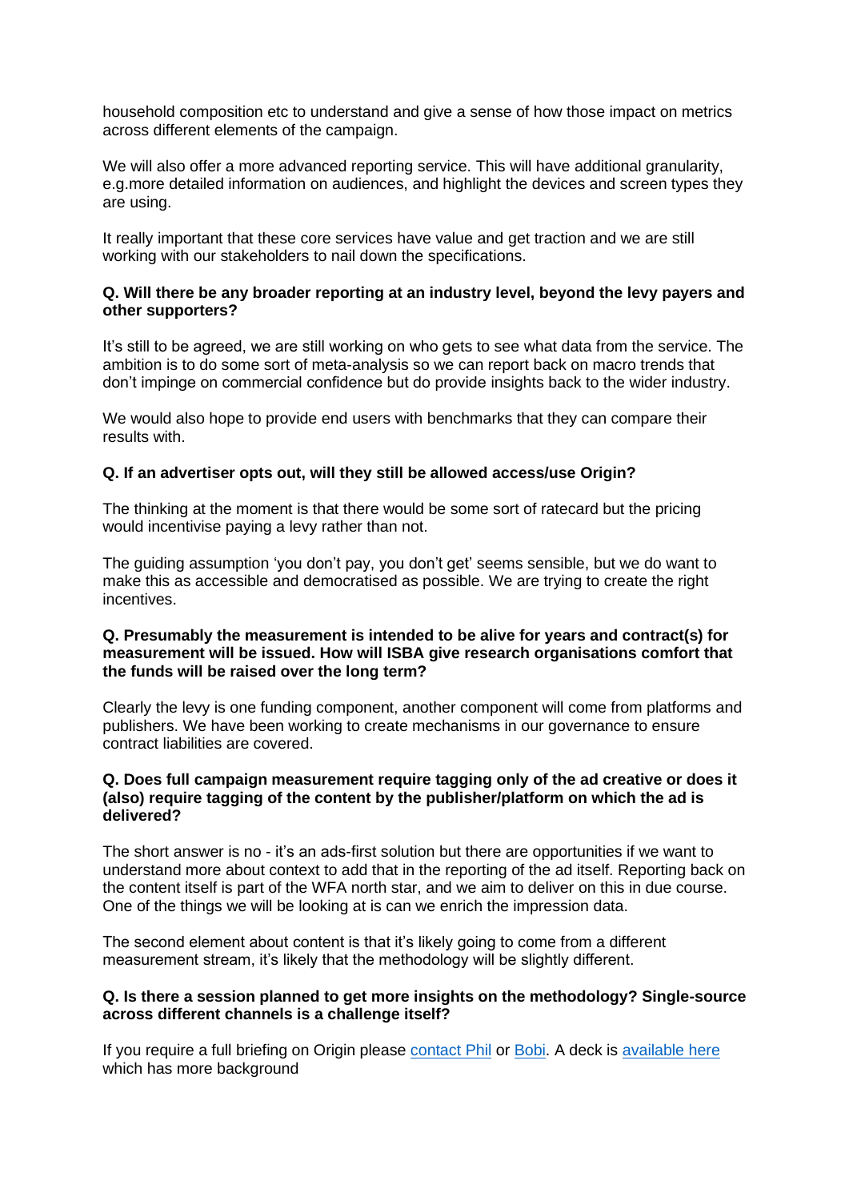household composition etc to understand and give a sense of how those impact on metrics across different elements of the campaign.

We will also offer a more advanced reporting service. This will have additional granularity, e.g.more detailed information on audiences, and highlight the devices and screen types they are using.

It really important that these core services have value and get traction and we are still working with our stakeholders to nail down the specifications.

**Q. Will there be any broader reporting at an industry level, beyond the levy payers and other supporters?**

It's still to be agreed, we are still working on who gets to see what data from the service. The ambition is to do some sort of meta-analysis so we can report back on macro trends that don't impinge on commercial confidence but do provide insights back to the wider industry.

We would also hope to provide end users with benchmarks that they can compare their results with.

**Q. If an advertiser opts out, will they still be allowed access/use Origin?**

The thinking at the moment is that there would be some sort of ratecard but the pricing would incentivise paying a levy rather than not.

The guiding assumption 'you don't pay, you don't get' seems sensible, but we do want to make this as accessible and democratised as possible. We are trying to create the right incentives.

**Q. Presumably the measurement is intended to be alive for years and contract(s) for measurement will be issued. How will ISBA give research organisations comfort that the funds will be raised over the long term?**

Clearly the levy is one funding component, another component will come from platforms and publishers. We have been working to create mechanisms in our governance to ensure contract liabilities are covered.

**Q. Does full campaign measurement require tagging only of the ad creative or does it (also) require tagging of the content by the publisher/platform on which the ad is delivered?**

The short answer is no - it's an ads-first solution but there are opportunities if we want to understand more about context to add that in the reporting of the ad itself. Reporting back on the content itself is part of the WFA north star, and we aim to deliver on this in due course. One of the things we will be looking at is can we enrich the impression data.

The second element about content is that it's likely going to come from a different measurement stream, it's likely that the methodology will be slightly different.

**Q. Is there a session planned to get more insights on the methodology? Single-source across different channels is a challenge itself?**

If you require a full briefing on Origin please [contact Phil](#) or [Bobi](#). A deck is [available here](#) which has more background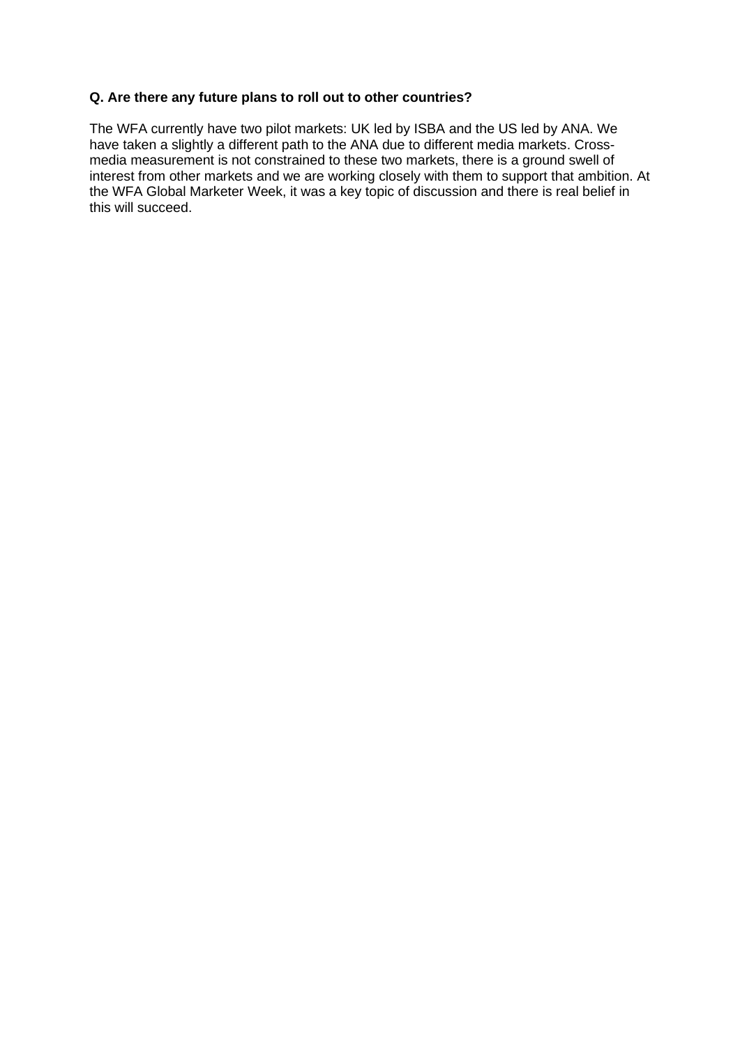**Q. Are there any future plans to roll out to other countries?**

The WFA currently have two pilot markets: UK led by ISBA and the US led by ANA. We have taken a slightly a different path to the ANA due to different media markets. Cross-media measurement is not constrained to these two markets, there is a ground swell of interest from other markets and we are working closely with them to support that ambition. At the WFA Global Marketer Week, it was a key topic of discussion and there is real belief in this will succeed.